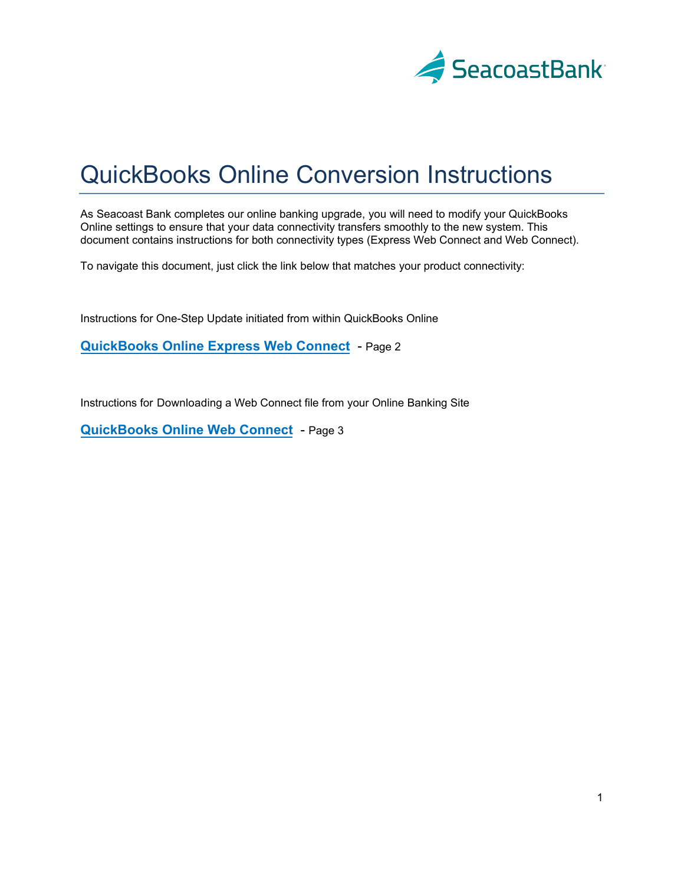# QuickBooks Online Conversion Instructions

As Seacoast Bank completes our online banking upgrade, you will need to modify your QuickBooks Online settings to ensure that your data connectivity transfers smoothly to the new system. This document contains instructions for both connectivity types (Express Web Connect and Web Connect).

To navigate this document, just click the link below that matches your product connectivity:

Instructions for One-Step Update initiated from within QuickBooks Online

**QuickBooks Online Express Web Connect** - Page 2

Instructions for Downloading a Web Connect file from your Online Banking Site

**QuickBooks Online Web Connect** - Page 3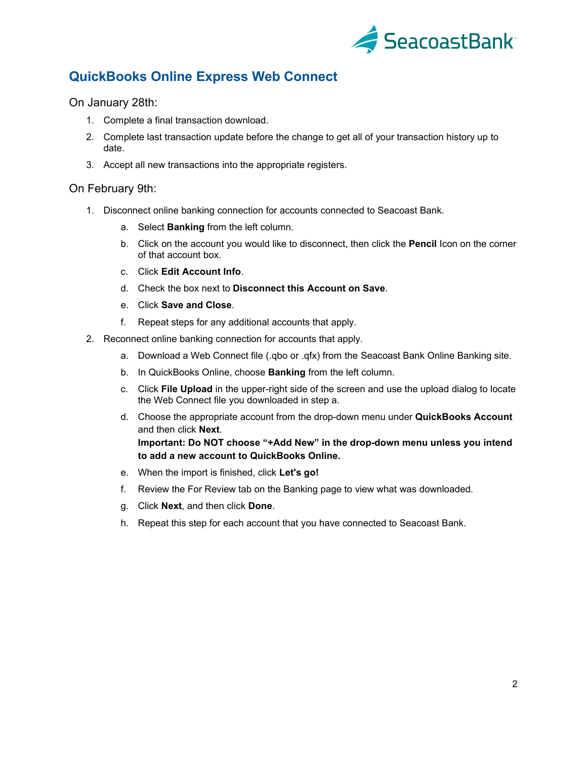## QuickBooks Online Express Web Connect

On January 28th:

1. Complete a final transaction download.
2. Complete last transaction update before the change to get all of your transaction history up to date.
3. Accept all new transactions into the appropriate registers.

On February 9th:

1. Disconnect online banking connection for accounts connected to Seacoast Bank.
   a. Select **Banking** from the left column.
   b. Click on the account you would like to disconnect, then click the **Pencil** Icon on the corner of that account box.
   c. Click **Edit Account Info**.
   d. Check the box next to **Disconnect this Account on Save**.
   e. Click **Save and Close**.
   f. Repeat steps for any additional accounts that apply.
2. Reconnect online banking connection for accounts that apply.
   a. Download a Web Connect file (.qbo or .qfx) from the Seacoast Bank Online Banking site.
   b. In QuickBooks Online, choose **Banking** from the left column.
   c. Click **File Upload** in the upper-right side of the screen and use the upload dialog to locate the Web Connect file you downloaded in step a.
   d. Choose the appropriate account from the drop-down menu under **QuickBooks Account** and then click **Next**.
      **Important: Do NOT choose "+Add New" in the drop-down menu unless you intend to add a new account to QuickBooks Online.**
   e. When the import is finished, click **Let's go!**
   f. Review the For Review tab on the Banking page to view what was downloaded.
   g. Click **Next**, and then click **Done**.
   h. Repeat this step for each account that you have connected to Seacoast Bank.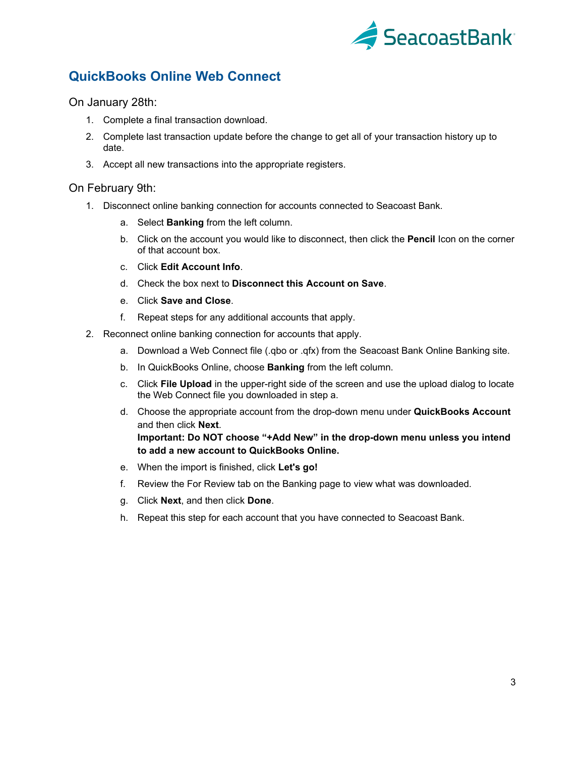## QuickBooks Online Web Connect

### On January 28th:

1. Complete a final transaction download.
2. Complete last transaction update before the change to get all of your transaction history up to date.
3. Accept all new transactions into the appropriate registers.

### On February 9th:

1. Disconnect online banking connection for accounts connected to Seacoast Bank.
    a. Select **Banking** from the left column.
    b. Click on the account you would like to disconnect, then click the **Pencil** Icon on the corner of that account box.
    c. Click **Edit Account Info**.
    d. Check the box next to **Disconnect this Account on Save**.
    e. Click **Save and Close**.
    f. Repeat steps for any additional accounts that apply.
2. Reconnect online banking connection for accounts that apply.
    a. Download a Web Connect file (.qbo or .qfx) from the Seacoast Bank Online Banking site.
    b. In QuickBooks Online, choose **Banking** from the left column.
    c. Click **File Upload** in the upper-right side of the screen and use the upload dialog to locate the Web Connect file you downloaded in step a.
    d. Choose the appropriate account from the drop-down menu under **QuickBooks Account** and then click **Next**.
    **Important: Do NOT choose "+Add New" in the drop-down menu unless you intend to add a new account to QuickBooks Online.**
    e. When the import is finished, click **Let's go!**
    f. Review the For Review tab on the Banking page to view what was downloaded.
    g. Click **Next**, and then click **Done**.
    h. Repeat this step for each account that you have connected to Seacoast Bank.